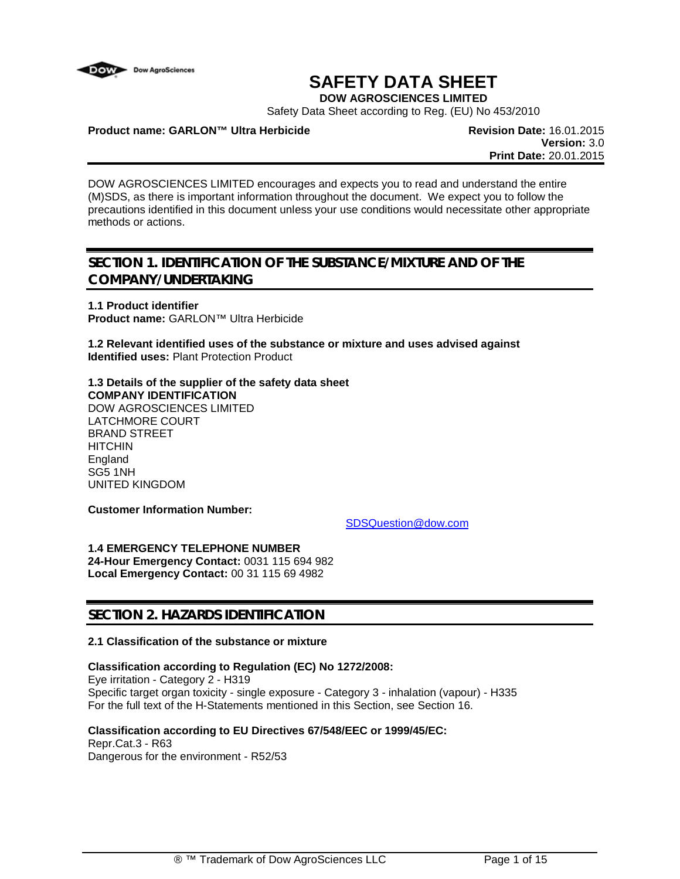# SAFETY DATA SHEET

**DOW AGROSCIENCES LIMITED**

Safety Data Sheet according to Reg. (EU) No 453/2010

**Product name: GARLON™ Ultra Herbicide**

**Revision Date:** 16.01.2015
**Version:** 3.0
**Print Date:** 20.01.2015

DOW AGROSCIENCES LIMITED encourages and expects you to read and understand the entire (M)SDS, as there is important information throughout the document. We expect you to follow the precautions identified in this document unless your use conditions would necessitate other appropriate methods or actions.

## SECTION 1. IDENTIFICATION OF THE SUBSTANCE/MIXTURE AND OF THE COMPANY/UNDERTAKING

**1.1 Product identifier**
**Product name:** GARLON™ Ultra Herbicide

**1.2 Relevant identified uses of the substance or mixture and uses advised against**
**Identified uses:** Plant Protection Product

**1.3 Details of the supplier of the safety data sheet**
**COMPANY IDENTIFICATION**
DOW AGROSCIENCES LIMITED
LATCHMORE COURT
BRAND STREET
HITCHIN
England
SG5 1NH
UNITED KINGDOM

**Customer Information Number:**

SDSQuestion@dow.com

**1.4 EMERGENCY TELEPHONE NUMBER**
**24-Hour Emergency Contact:** 0031 115 694 982
**Local Emergency Contact:** 00 31 115 69 4982

## SECTION 2. HAZARDS IDENTIFICATION

**2.1 Classification of the substance or mixture**

**Classification according to Regulation (EC) No 1272/2008:**
Eye irritation - Category 2 - H319
Specific target organ toxicity - single exposure - Category 3 - inhalation (vapour) - H335
For the full text of the H-Statements mentioned in this Section, see Section 16.

**Classification according to EU Directives 67/548/EEC or 1999/45/EC:**
Repr.Cat.3 - R63
Dangerous for the environment - R52/53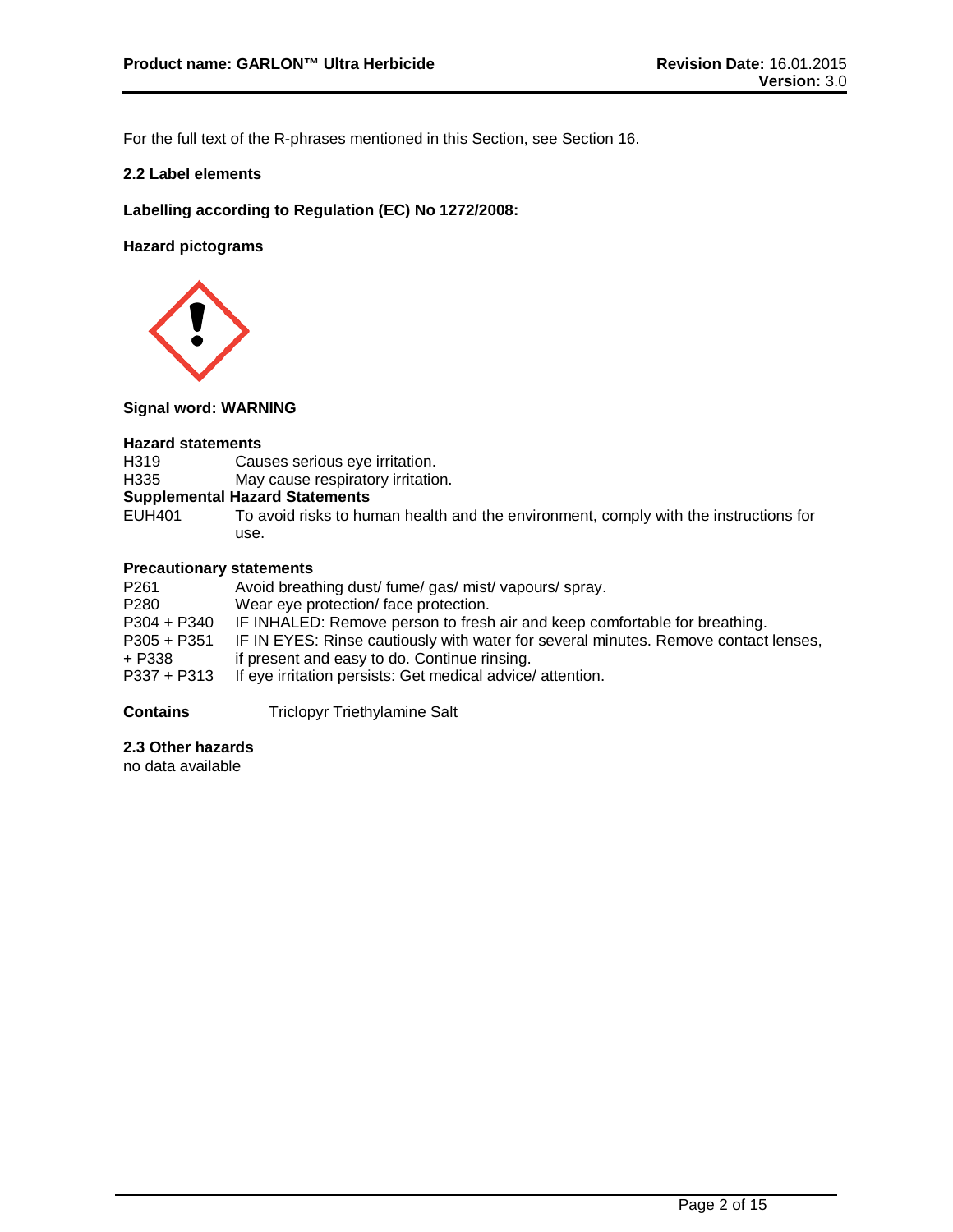For the full text of the R-phrases mentioned in this Section, see Section 16.

**2.2 Label elements**

**Labelling according to Regulation (EC) No 1272/2008:**

**Hazard pictograms**

**Signal word: WARNING**

**Hazard statements**

| | |
|---|---|
| H319 | Causes serious eye irritation. |
| H335 | May cause respiratory irritation. |

**Supplemental Hazard Statements**

| | |
|---|---|
| EUH401 | To avoid risks to human health and the environment, comply with the instructions for use. |

**Precautionary statements**

| | |
|---|---|
| P261 | Avoid breathing dust/ fume/ gas/ mist/ vapours/ spray. |
| P280 | Wear eye protection/ face protection. |
| P304 + P340 | IF INHALED: Remove person to fresh air and keep comfortable for breathing. |
| P305 + P351 + P338 | IF IN EYES: Rinse cautiously with water for several minutes. Remove contact lenses, if present and easy to do. Continue rinsing. |
| P337 + P313 | If eye irritation persists: Get medical advice/ attention. |

**Contains** Triclopyr Triethylamine Salt

**2.3 Other hazards**

no data available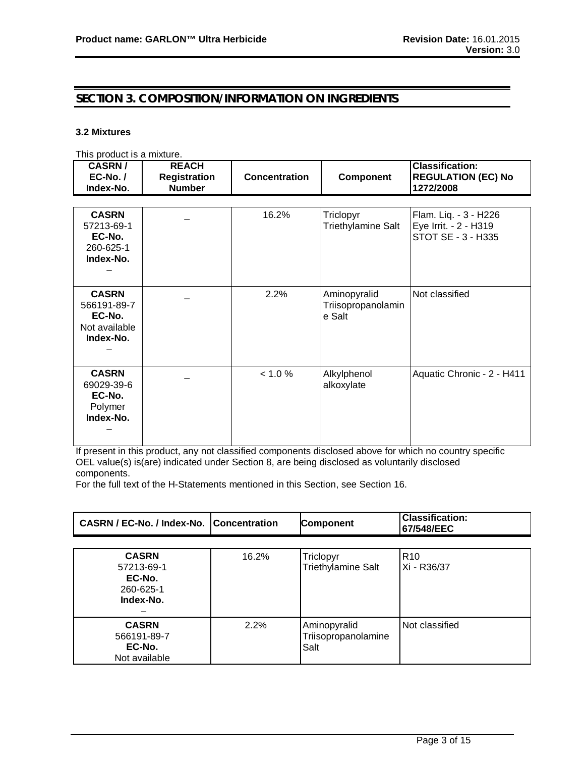## SECTION 3. COMPOSITION/INFORMATION ON INGREDIENTS

### 3.2 Mixtures

This product is a mixture.

| CASRN / EC-No. / Index-No. | REACH Registration Number | Concentration | Component | Classification: REGULATION (EC) No 1272/2008 |
|---|---|---|---|---|
| **CASRN** 57213-69-1 **EC-No.** 260-625-1 **Index-No.** – | – | 16.2% | Triclopyr Triethylamine Salt | Flam. Liq. - 3 - H226<br>Eye Irrit. - 2 - H319<br>STOT SE - 3 - H335 |
| **CASRN** 566191-89-7 **EC-No.** Not available **Index-No.** – | – | 2.2% | Aminopyralid Triisopropanolamine Salt | Not classified |
| **CASRN** 69029-39-6 **EC-No.** Polymer **Index-No.** – | – | < 1.0 % | Alkylphenol alkoxylate | Aquatic Chronic - 2 - H411 |

If present in this product, any not classified components disclosed above for which no country specific OEL value(s) is(are) indicated under Section 8, are being disclosed as voluntarily disclosed components.

For the full text of the H-Statements mentioned in this Section, see Section 16.

| CASRN / EC-No. / Index-No. | Concentration | Component | Classification: 67/548/EEC |
|---|---|---|---|
| **CASRN** 57213-69-1 **EC-No.** 260-625-1 **Index-No.** – | 16.2% | Triclopyr Triethylamine Salt | R10<br>Xi - R36/37 |
| **CASRN** 566191-89-7 **EC-No.** Not available | 2.2% | Aminopyralid Triisopropanolamine Salt | Not classified |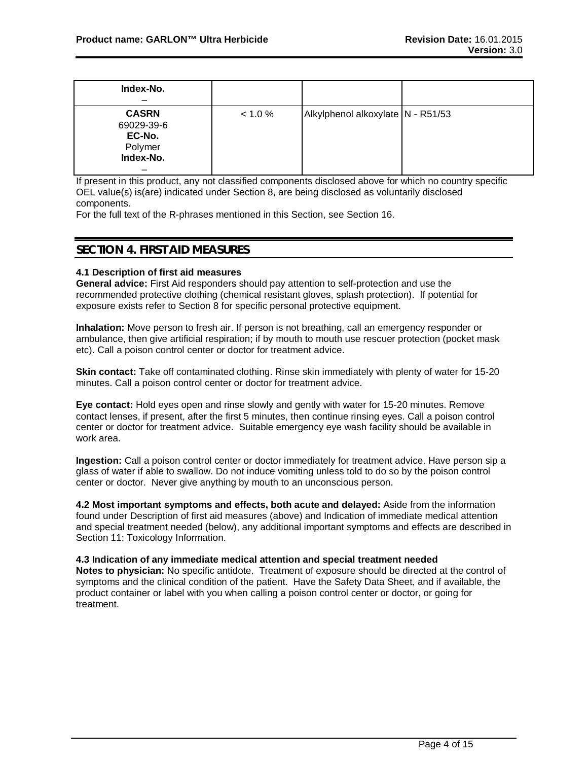| | | | |
|---|---|---|---|
| **Index-No.**<br>– | | | |
| **CASRN**<br>69029-39-6<br>**EC-No.**<br>Polymer<br>**Index-No.**<br>– | < 1.0 % | Alkylphenol alkoxylate | N - R51/53 |

If present in this product, any not classified components disclosed above for which no country specific OEL value(s) is(are) indicated under Section 8, are being disclosed as voluntarily disclosed components.

For the full text of the R-phrases mentioned in this Section, see Section 16.

## SECTION 4. FIRST AID MEASURES

### 4.1 Description of first aid measures

**General advice:** First Aid responders should pay attention to self-protection and use the recommended protective clothing (chemical resistant gloves, splash protection). If potential for exposure exists refer to Section 8 for specific personal protective equipment.

**Inhalation:** Move person to fresh air. If person is not breathing, call an emergency responder or ambulance, then give artificial respiration; if by mouth to mouth use rescuer protection (pocket mask etc). Call a poison control center or doctor for treatment advice.

**Skin contact:** Take off contaminated clothing. Rinse skin immediately with plenty of water for 15-20 minutes. Call a poison control center or doctor for treatment advice.

**Eye contact:** Hold eyes open and rinse slowly and gently with water for 15-20 minutes. Remove contact lenses, if present, after the first 5 minutes, then continue rinsing eyes. Call a poison control center or doctor for treatment advice. Suitable emergency eye wash facility should be available in work area.

**Ingestion:** Call a poison control center or doctor immediately for treatment advice. Have person sip a glass of water if able to swallow. Do not induce vomiting unless told to do so by the poison control center or doctor. Never give anything by mouth to an unconscious person.

**4.2 Most important symptoms and effects, both acute and delayed:** Aside from the information found under Description of first aid measures (above) and Indication of immediate medical attention and special treatment needed (below), any additional important symptoms and effects are described in Section 11: Toxicology Information.

### 4.3 Indication of any immediate medical attention and special treatment needed

**Notes to physician:** No specific antidote. Treatment of exposure should be directed at the control of symptoms and the clinical condition of the patient. Have the Safety Data Sheet, and if available, the product container or label with you when calling a poison control center or doctor, or going for treatment.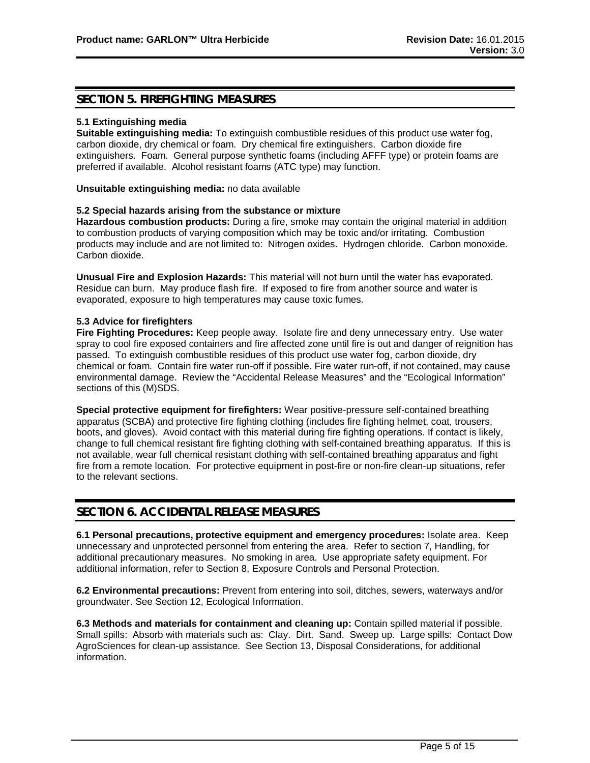## SECTION 5. FIREFIGHTING MEASURES

### 5.1 Extinguishing media

**Suitable extinguishing media:** To extinguish combustible residues of this product use water fog, carbon dioxide, dry chemical or foam. Dry chemical fire extinguishers. Carbon dioxide fire extinguishers. Foam. General purpose synthetic foams (including AFFF type) or protein foams are preferred if available. Alcohol resistant foams (ATC type) may function.

**Unsuitable extinguishing media:** no data available

### 5.2 Special hazards arising from the substance or mixture

**Hazardous combustion products:** During a fire, smoke may contain the original material in addition to combustion products of varying composition which may be toxic and/or irritating. Combustion products may include and are not limited to: Nitrogen oxides. Hydrogen chloride. Carbon monoxide. Carbon dioxide.

**Unusual Fire and Explosion Hazards:** This material will not burn until the water has evaporated. Residue can burn. May produce flash fire. If exposed to fire from another source and water is evaporated, exposure to high temperatures may cause toxic fumes.

### 5.3 Advice for firefighters

**Fire Fighting Procedures:** Keep people away. Isolate fire and deny unnecessary entry. Use water spray to cool fire exposed containers and fire affected zone until fire is out and danger of reignition has passed. To extinguish combustible residues of this product use water fog, carbon dioxide, dry chemical or foam. Contain fire water run-off if possible. Fire water run-off, if not contained, may cause environmental damage. Review the "Accidental Release Measures" and the "Ecological Information" sections of this (M)SDS.

**Special protective equipment for firefighters:** Wear positive-pressure self-contained breathing apparatus (SCBA) and protective fire fighting clothing (includes fire fighting helmet, coat, trousers, boots, and gloves). Avoid contact with this material during fire fighting operations. If contact is likely, change to full chemical resistant fire fighting clothing with self-contained breathing apparatus. If this is not available, wear full chemical resistant clothing with self-contained breathing apparatus and fight fire from a remote location. For protective equipment in post-fire or non-fire clean-up situations, refer to the relevant sections.

## SECTION 6. ACCIDENTAL RELEASE MEASURES

**6.1 Personal precautions, protective equipment and emergency procedures:** Isolate area. Keep unnecessary and unprotected personnel from entering the area. Refer to section 7, Handling, for additional precautionary measures. No smoking in area. Use appropriate safety equipment. For additional information, refer to Section 8, Exposure Controls and Personal Protection.

**6.2 Environmental precautions:** Prevent from entering into soil, ditches, sewers, waterways and/or groundwater. See Section 12, Ecological Information.

**6.3 Methods and materials for containment and cleaning up:** Contain spilled material if possible. Small spills: Absorb with materials such as: Clay. Dirt. Sand. Sweep up. Large spills: Contact Dow AgroSciences for clean-up assistance. See Section 13, Disposal Considerations, for additional information.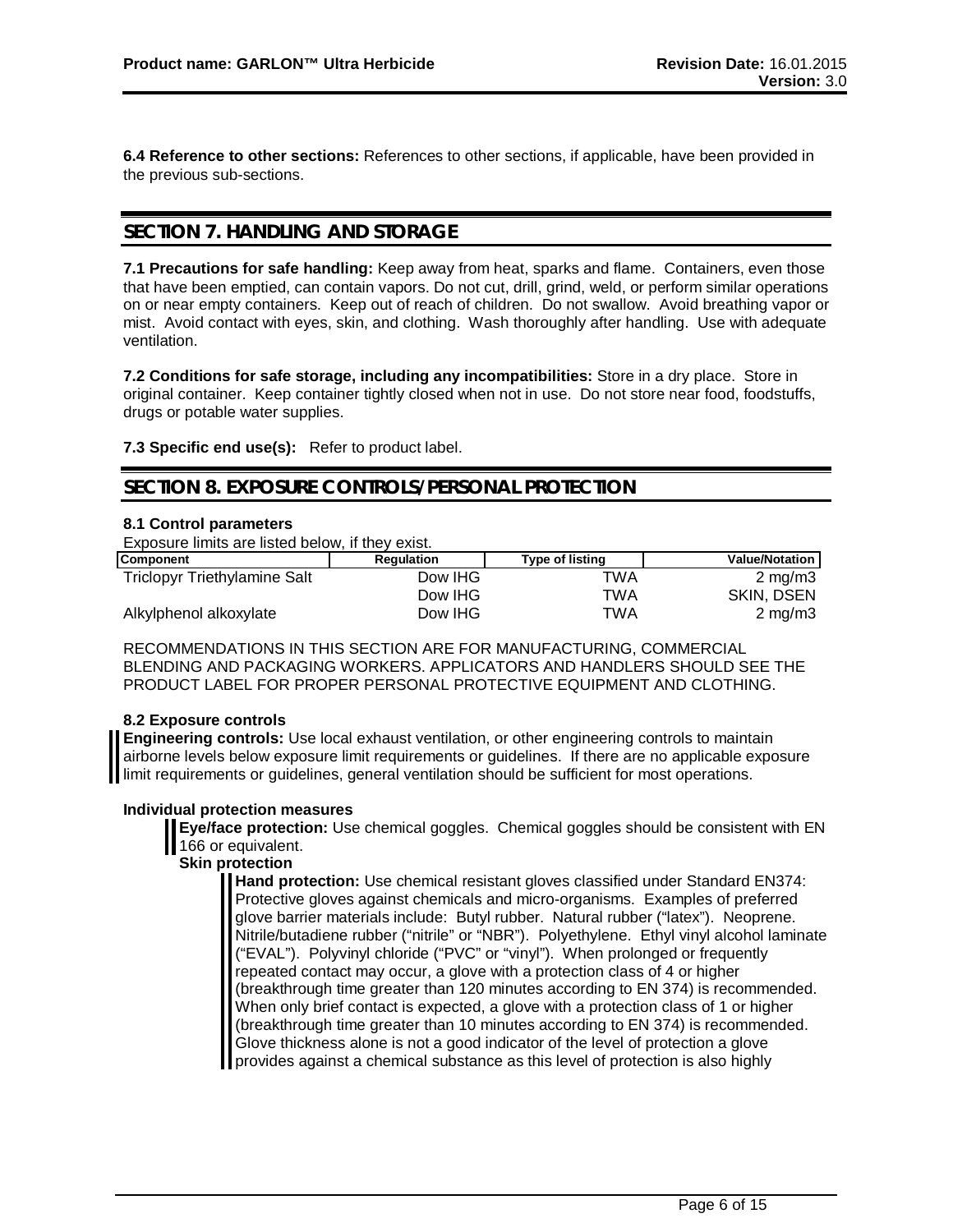**6.4 Reference to other sections:** References to other sections, if applicable, have been provided in the previous sub-sections.

## SECTION 7. HANDLING AND STORAGE

**7.1 Precautions for safe handling:** Keep away from heat, sparks and flame. Containers, even those that have been emptied, can contain vapors. Do not cut, drill, grind, weld, or perform similar operations on or near empty containers. Keep out of reach of children. Do not swallow. Avoid breathing vapor or mist. Avoid contact with eyes, skin, and clothing. Wash thoroughly after handling. Use with adequate ventilation.

**7.2 Conditions for safe storage, including any incompatibilities:** Store in a dry place. Store in original container. Keep container tightly closed when not in use. Do not store near food, foodstuffs, drugs or potable water supplies.

**7.3 Specific end use(s):** Refer to product label.

## SECTION 8. EXPOSURE CONTROLS/PERSONAL PROTECTION

### 8.1 Control parameters

Exposure limits are listed below, if they exist.

| Component | Regulation | Type of listing | Value/Notation |
|---|---|---|---|
| Triclopyr Triethylamine Salt | Dow IHG | TWA | 2 mg/m3 |
| | Dow IHG | TWA | SKIN, DSEN |
| Alkylphenol alkoxylate | Dow IHG | TWA | 2 mg/m3 |

RECOMMENDATIONS IN THIS SECTION ARE FOR MANUFACTURING, COMMERCIAL BLENDING AND PACKAGING WORKERS. APPLICATORS AND HANDLERS SHOULD SEE THE PRODUCT LABEL FOR PROPER PERSONAL PROTECTIVE EQUIPMENT AND CLOTHING.

### 8.2 Exposure controls

**Engineering controls:** Use local exhaust ventilation, or other engineering controls to maintain airborne levels below exposure limit requirements or guidelines. If there are no applicable exposure limit requirements or guidelines, general ventilation should be sufficient for most operations.

**Individual protection measures**

**Eye/face protection:** Use chemical goggles. Chemical goggles should be consistent with EN 166 or equivalent.

**Skin protection**

**Hand protection:** Use chemical resistant gloves classified under Standard EN374: Protective gloves against chemicals and micro-organisms. Examples of preferred glove barrier materials include: Butyl rubber. Natural rubber ("latex"). Neoprene. Nitrile/butadiene rubber ("nitrile" or "NBR"). Polyethylene. Ethyl vinyl alcohol laminate ("EVAL"). Polyvinyl chloride ("PVC" or "vinyl"). When prolonged or frequently repeated contact may occur, a glove with a protection class of 4 or higher (breakthrough time greater than 120 minutes according to EN 374) is recommended. When only brief contact is expected, a glove with a protection class of 1 or higher (breakthrough time greater than 10 minutes according to EN 374) is recommended. Glove thickness alone is not a good indicator of the level of protection a glove provides against a chemical substance as this level of protection is also highly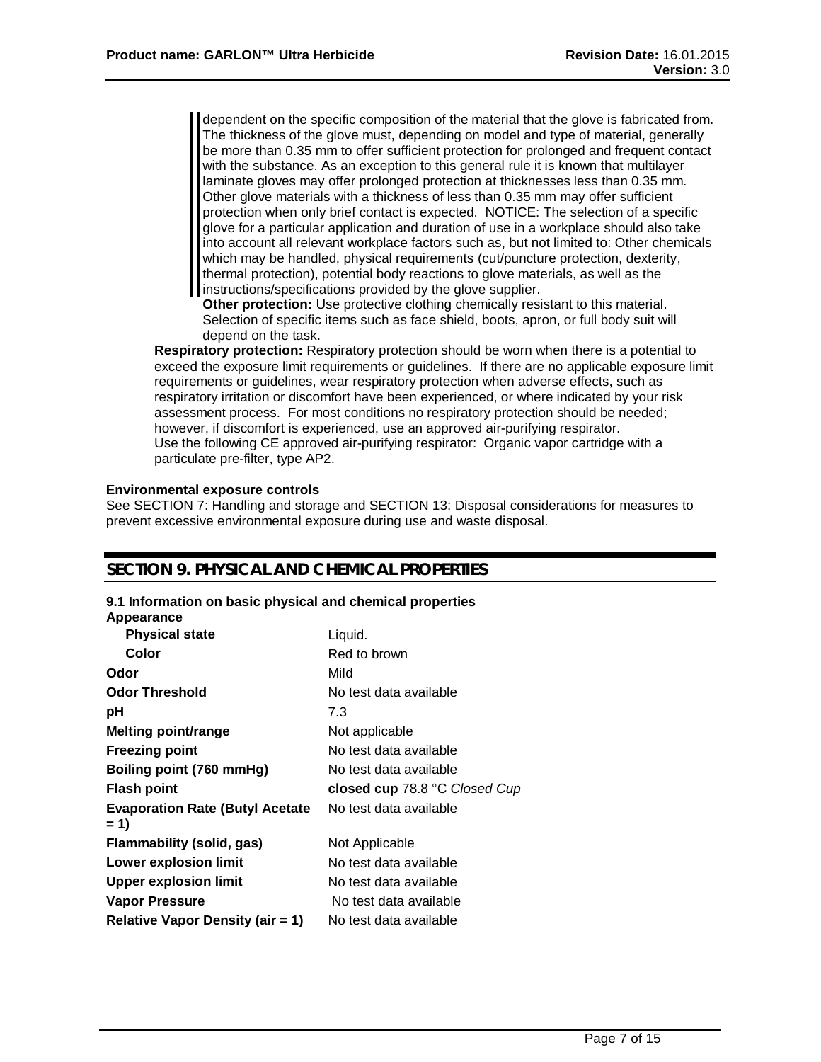dependent on the specific composition of the material that the glove is fabricated from. The thickness of the glove must, depending on model and type of material, generally be more than 0.35 mm to offer sufficient protection for prolonged and frequent contact with the substance. As an exception to this general rule it is known that multilayer laminate gloves may offer prolonged protection at thicknesses less than 0.35 mm. Other glove materials with a thickness of less than 0.35 mm may offer sufficient protection when only brief contact is expected. NOTICE: The selection of a specific glove for a particular application and duration of use in a workplace should also take into account all relevant workplace factors such as, but not limited to: Other chemicals which may be handled, physical requirements (cut/puncture protection, dexterity, thermal protection), potential body reactions to glove materials, as well as the instructions/specifications provided by the glove supplier.

**Other protection:** Use protective clothing chemically resistant to this material. Selection of specific items such as face shield, boots, apron, or full body suit will depend on the task.

**Respiratory protection:** Respiratory protection should be worn when there is a potential to exceed the exposure limit requirements or guidelines. If there are no applicable exposure limit requirements or guidelines, wear respiratory protection when adverse effects, such as respiratory irritation or discomfort have been experienced, or where indicated by your risk assessment process. For most conditions no respiratory protection should be needed; however, if discomfort is experienced, use an approved air-purifying respirator.
Use the following CE approved air-purifying respirator: Organic vapor cartridge with a particulate pre-filter, type AP2.

**Environmental exposure controls**

See SECTION 7: Handling and storage and SECTION 13: Disposal considerations for measures to prevent excessive environmental exposure during use and waste disposal.

## SECTION 9. PHYSICAL AND CHEMICAL PROPERTIES

**9.1 Information on basic physical and chemical properties**

**Appearance**

| Property | Value |
|---|---|
| **Physical state** | Liquid. |
| **Color** | Red to brown |
| **Odor** | Mild |
| **Odor Threshold** | No test data available |
| **pH** | 7.3 |
| **Melting point/range** | Not applicable |
| **Freezing point** | No test data available |
| **Boiling point (760 mmHg)** | No test data available |
| **Flash point** | **closed cup** 78.8 °C *Closed Cup* |
| **Evaporation Rate (Butyl Acetate = 1)** | No test data available |
| **Flammability (solid, gas)** | Not Applicable |
| **Lower explosion limit** | No test data available |
| **Upper explosion limit** | No test data available |
| **Vapor Pressure** | No test data available |
| **Relative Vapor Density (air = 1)** | No test data available |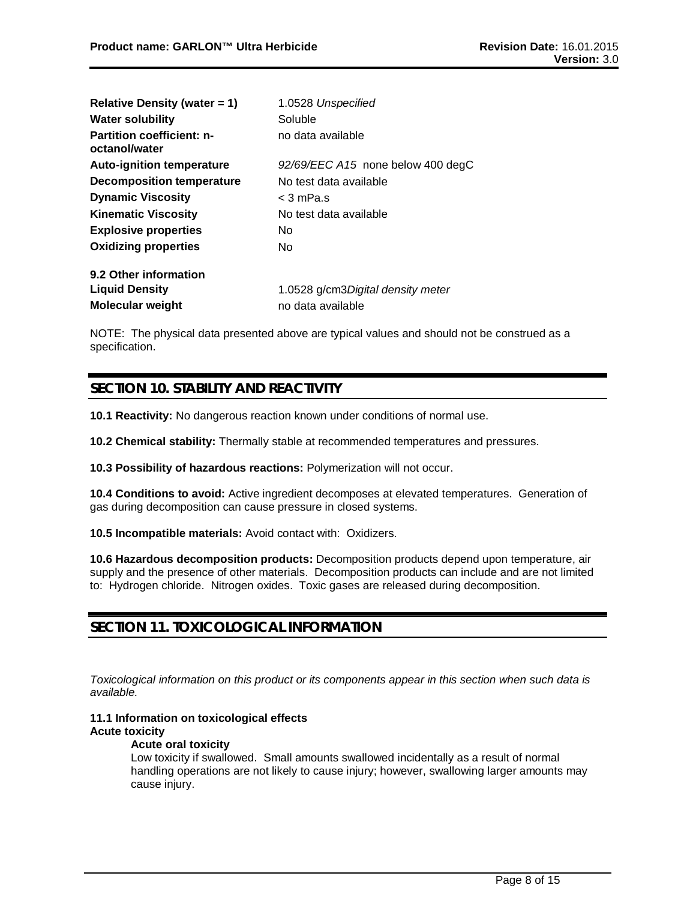| | |
|---|---|
| **Relative Density (water = 1)** | 1.0528 *Unspecified* |
| **Water solubility** | Soluble |
| **Partition coefficient: n-octanol/water** | no data available |
| **Auto-ignition temperature** | *92/69/EEC A15* none below 400 degC |
| **Decomposition temperature** | No test data available |
| **Dynamic Viscosity** | < 3 mPa.s |
| **Kinematic Viscosity** | No test data available |
| **Explosive properties** | No |
| **Oxidizing properties** | No |

**9.2 Other information**

| | |
|---|---|
| **Liquid Density** | 1.0528 g/cm3*Digital density meter* |
| **Molecular weight** | no data available |

NOTE: The physical data presented above are typical values and should not be construed as a specification.

## SECTION 10. STABILITY AND REACTIVITY

**10.1 Reactivity:** No dangerous reaction known under conditions of normal use.

**10.2 Chemical stability:** Thermally stable at recommended temperatures and pressures.

**10.3 Possibility of hazardous reactions:** Polymerization will not occur.

**10.4 Conditions to avoid:** Active ingredient decomposes at elevated temperatures. Generation of gas during decomposition can cause pressure in closed systems.

**10.5 Incompatible materials:** Avoid contact with: Oxidizers.

**10.6 Hazardous decomposition products:** Decomposition products depend upon temperature, air supply and the presence of other materials. Decomposition products can include and are not limited to: Hydrogen chloride. Nitrogen oxides. Toxic gases are released during decomposition.

## SECTION 11. TOXICOLOGICAL INFORMATION

*Toxicological information on this product or its components appear in this section when such data is available.*

**11.1 Information on toxicological effects**

**Acute toxicity**

**Acute oral toxicity**

Low toxicity if swallowed. Small amounts swallowed incidentally as a result of normal handling operations are not likely to cause injury; however, swallowing larger amounts may cause injury.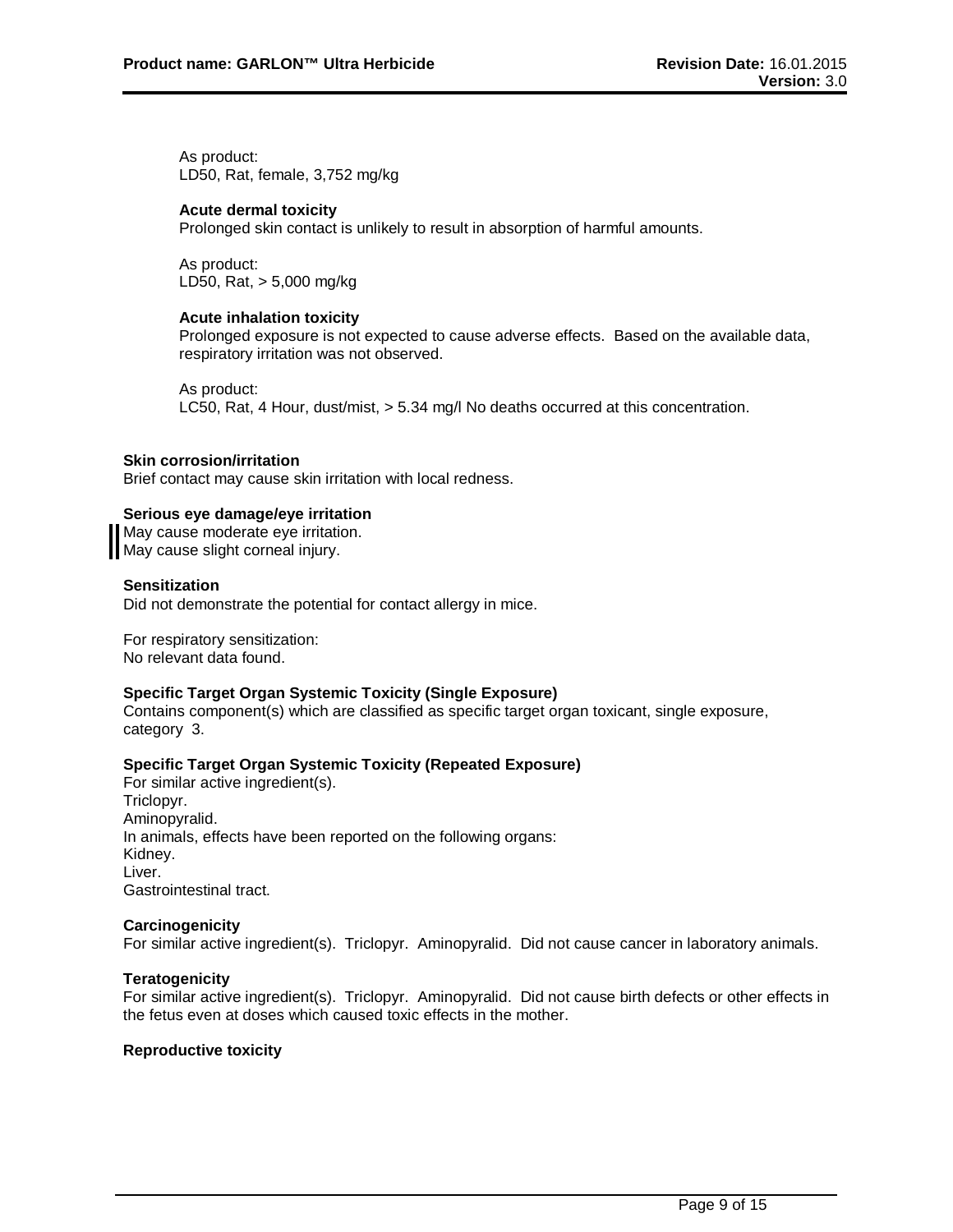As product:
LD50, Rat, female, 3,752 mg/kg

**Acute dermal toxicity**
Prolonged skin contact is unlikely to result in absorption of harmful amounts.

As product:
LD50, Rat, > 5,000 mg/kg

**Acute inhalation toxicity**
Prolonged exposure is not expected to cause adverse effects. Based on the available data, respiratory irritation was not observed.

As product:
LC50, Rat, 4 Hour, dust/mist, > 5.34 mg/l No deaths occurred at this concentration.

**Skin corrosion/irritation**
Brief contact may cause skin irritation with local redness.

**Serious eye damage/eye irritation**
May cause moderate eye irritation.
May cause slight corneal injury.

**Sensitization**
Did not demonstrate the potential for contact allergy in mice.

For respiratory sensitization:
No relevant data found.

**Specific Target Organ Systemic Toxicity (Single Exposure)**
Contains component(s) which are classified as specific target organ toxicant, single exposure, category 3.

**Specific Target Organ Systemic Toxicity (Repeated Exposure)**
For similar active ingredient(s).
Triclopyr.
Aminopyralid.
In animals, effects have been reported on the following organs:
Kidney.
Liver.
Gastrointestinal tract.

**Carcinogenicity**
For similar active ingredient(s). Triclopyr. Aminopyralid. Did not cause cancer in laboratory animals.

**Teratogenicity**
For similar active ingredient(s). Triclopyr. Aminopyralid. Did not cause birth defects or other effects in the fetus even at doses which caused toxic effects in the mother.

**Reproductive toxicity**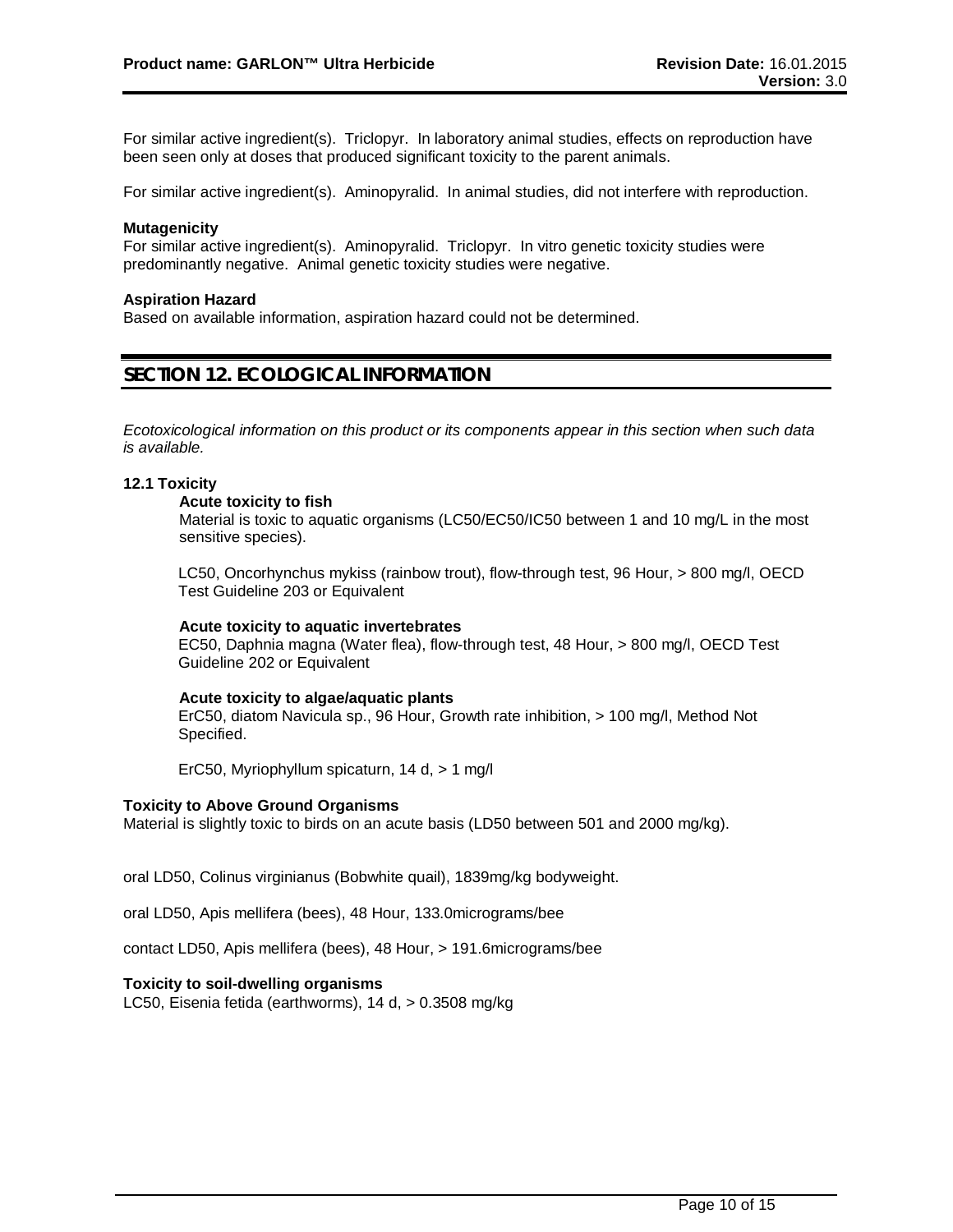For similar active ingredient(s). Triclopyr. In laboratory animal studies, effects on reproduction have been seen only at doses that produced significant toxicity to the parent animals.

For similar active ingredient(s). Aminopyralid. In animal studies, did not interfere with reproduction.

**Mutagenicity**
For similar active ingredient(s). Aminopyralid. Triclopyr. In vitro genetic toxicity studies were predominantly negative. Animal genetic toxicity studies were negative.

**Aspiration Hazard**
Based on available information, aspiration hazard could not be determined.

## SECTION 12. ECOLOGICAL INFORMATION

*Ecotoxicological information on this product or its components appear in this section when such data is available.*

### 12.1 Toxicity

**Acute toxicity to fish**
Material is toxic to aquatic organisms (LC50/EC50/IC50 between 1 and 10 mg/L in the most sensitive species).

LC50, Oncorhynchus mykiss (rainbow trout), flow-through test, 96 Hour, > 800 mg/l, OECD Test Guideline 203 or Equivalent

**Acute toxicity to aquatic invertebrates**
EC50, Daphnia magna (Water flea), flow-through test, 48 Hour, > 800 mg/l, OECD Test Guideline 202 or Equivalent

**Acute toxicity to algae/aquatic plants**
ErC50, diatom Navicula sp., 96 Hour, Growth rate inhibition, > 100 mg/l, Method Not Specified.

ErC50, Myriophyllum spicaturn, 14 d, > 1 mg/l

**Toxicity to Above Ground Organisms**
Material is slightly toxic to birds on an acute basis (LD50 between 501 and 2000 mg/kg).

oral LD50, Colinus virginianus (Bobwhite quail), 1839mg/kg bodyweight.

oral LD50, Apis mellifera (bees), 48 Hour, 133.0micrograms/bee

contact LD50, Apis mellifera (bees), 48 Hour, > 191.6micrograms/bee

**Toxicity to soil-dwelling organisms**
LC50, Eisenia fetida (earthworms), 14 d, > 0.3508 mg/kg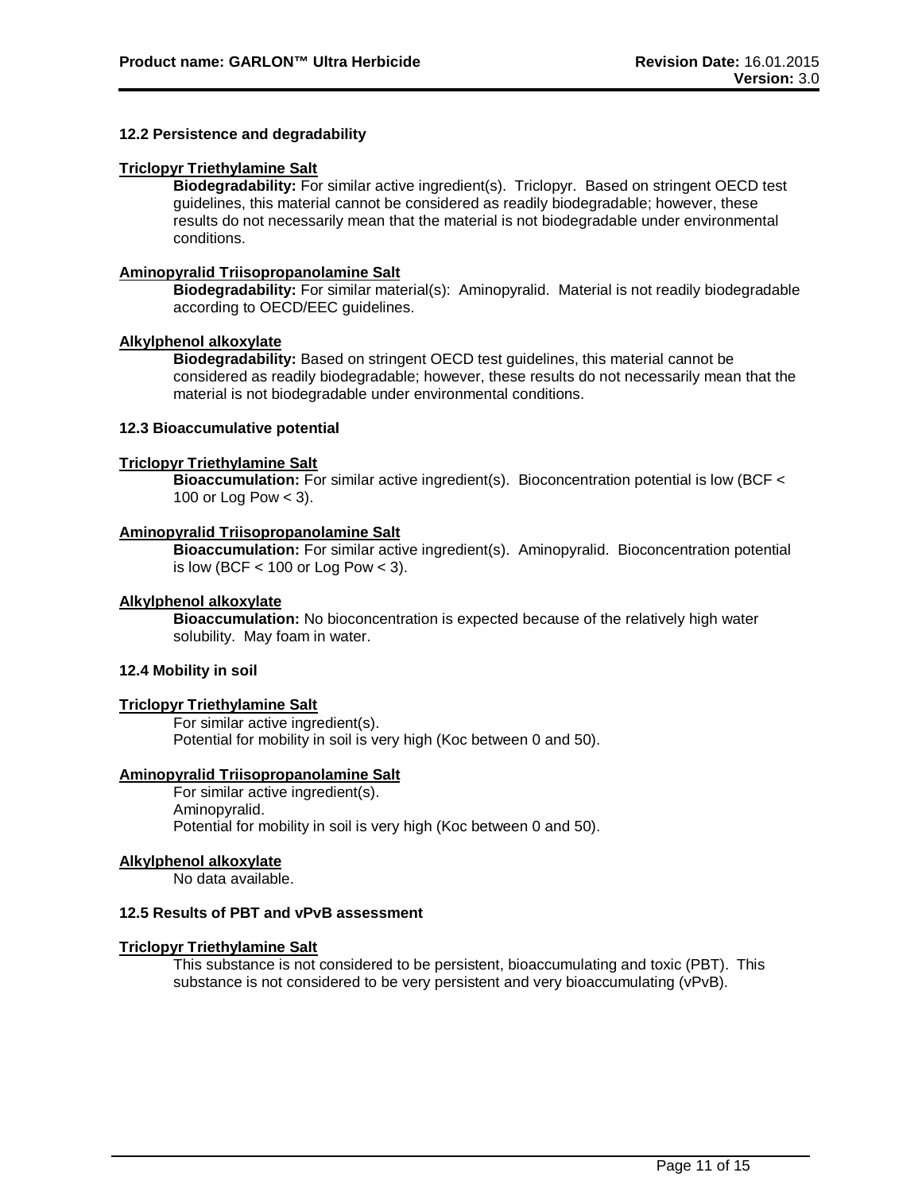### 12.2 Persistence and degradability

**Triclopyr Triethylamine Salt**

**Biodegradability:** For similar active ingredient(s). Triclopyr. Based on stringent OECD test guidelines, this material cannot be considered as readily biodegradable; however, these results do not necessarily mean that the material is not biodegradable under environmental conditions.

**Aminopyralid Triisopropanolamine Salt**

**Biodegradability:** For similar material(s): Aminopyralid. Material is not readily biodegradable according to OECD/EEC guidelines.

**Alkylphenol alkoxylate**

**Biodegradability:** Based on stringent OECD test guidelines, this material cannot be considered as readily biodegradable; however, these results do not necessarily mean that the material is not biodegradable under environmental conditions.

### 12.3 Bioaccumulative potential

**Triclopyr Triethylamine Salt**

**Bioaccumulation:** For similar active ingredient(s). Bioconcentration potential is low (BCF < 100 or Log Pow < 3).

**Aminopyralid Triisopropanolamine Salt**

**Bioaccumulation:** For similar active ingredient(s). Aminopyralid. Bioconcentration potential is low (BCF < 100 or Log Pow < 3).

**Alkylphenol alkoxylate**

**Bioaccumulation:** No bioconcentration is expected because of the relatively high water solubility. May foam in water.

### 12.4 Mobility in soil

**Triclopyr Triethylamine Salt**

For similar active ingredient(s).
Potential for mobility in soil is very high (Koc between 0 and 50).

**Aminopyralid Triisopropanolamine Salt**

For similar active ingredient(s).
Aminopyralid.
Potential for mobility in soil is very high (Koc between 0 and 50).

**Alkylphenol alkoxylate**

No data available.

### 12.5 Results of PBT and vPvB assessment

**Triclopyr Triethylamine Salt**

This substance is not considered to be persistent, bioaccumulating and toxic (PBT). This substance is not considered to be very persistent and very bioaccumulating (vPvB).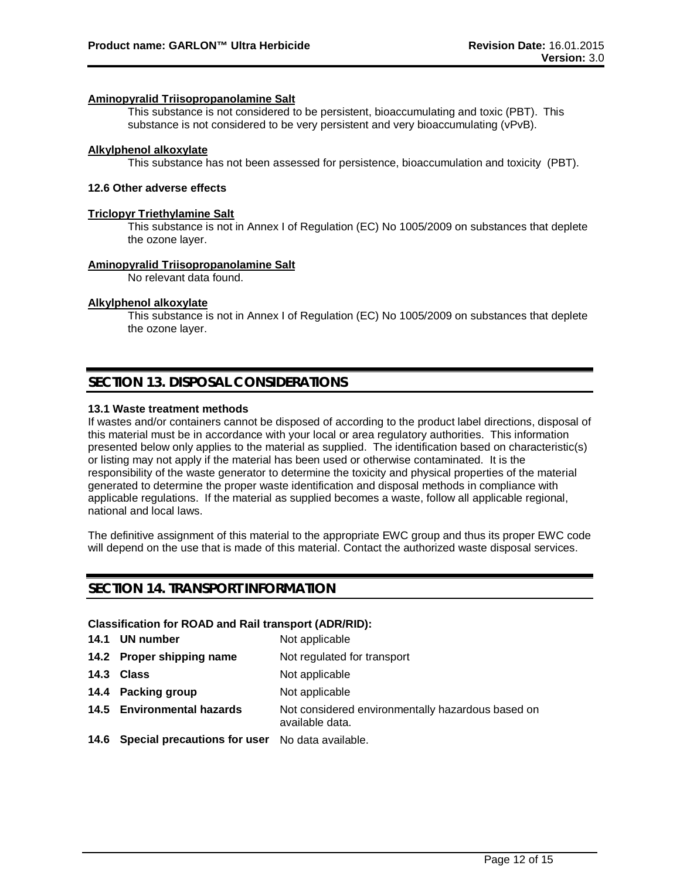**Aminopyralid Triisopropanolamine Salt**

This substance is not considered to be persistent, bioaccumulating and toxic (PBT). This substance is not considered to be very persistent and very bioaccumulating (vPvB).

**Alkylphenol alkoxylate**

This substance has not been assessed for persistence, bioaccumulation and toxicity (PBT).

### 12.6 Other adverse effects

**Triclopyr Triethylamine Salt**

This substance is not in Annex I of Regulation (EC) No 1005/2009 on substances that deplete the ozone layer.

**Aminopyralid Triisopropanolamine Salt**

No relevant data found.

**Alkylphenol alkoxylate**

This substance is not in Annex I of Regulation (EC) No 1005/2009 on substances that deplete the ozone layer.

## SECTION 13. DISPOSAL CONSIDERATIONS

### 13.1 Waste treatment methods

If wastes and/or containers cannot be disposed of according to the product label directions, disposal of this material must be in accordance with your local or area regulatory authorities. This information presented below only applies to the material as supplied. The identification based on characteristic(s) or listing may not apply if the material has been used or otherwise contaminated. It is the responsibility of the waste generator to determine the toxicity and physical properties of the material generated to determine the proper waste identification and disposal methods in compliance with applicable regulations. If the material as supplied becomes a waste, follow all applicable regional, national and local laws.

The definitive assignment of this material to the appropriate EWC group and thus its proper EWC code will depend on the use that is made of this material. Contact the authorized waste disposal services.

## SECTION 14. TRANSPORT INFORMATION

**Classification for ROAD and Rail transport (ADR/RID):**

| | |
|---|---|
| **14.1 UN number** | Not applicable |
| **14.2 Proper shipping name** | Not regulated for transport |
| **14.3 Class** | Not applicable |
| **14.4 Packing group** | Not applicable |
| **14.5 Environmental hazards** | Not considered environmentally hazardous based on available data. |
| **14.6 Special precautions for user** | No data available. |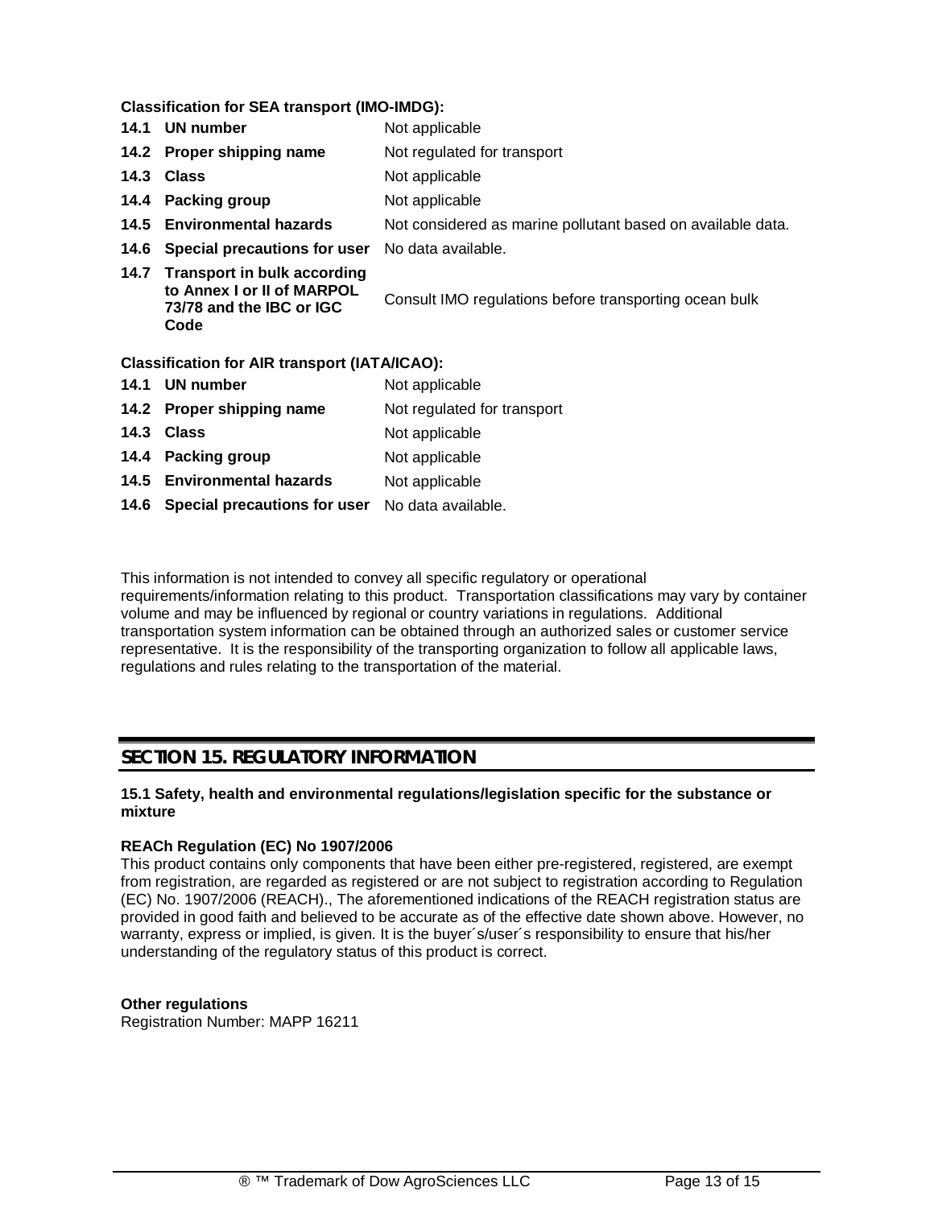**Classification for SEA transport (IMO-IMDG):**

| | |
|---|---|
| **14.1 UN number** | Not applicable |
| **14.2 Proper shipping name** | Not regulated for transport |
| **14.3 Class** | Not applicable |
| **14.4 Packing group** | Not applicable |
| **14.5 Environmental hazards** | Not considered as marine pollutant based on available data. |
| **14.6 Special precautions for user** | No data available. |
| **14.7 Transport in bulk according to Annex I or II of MARPOL 73/78 and the IBC or IGC Code** | Consult IMO regulations before transporting ocean bulk |

**Classification for AIR transport (IATA/ICAO):**

| | |
|---|---|
| **14.1 UN number** | Not applicable |
| **14.2 Proper shipping name** | Not regulated for transport |
| **14.3 Class** | Not applicable |
| **14.4 Packing group** | Not applicable |
| **14.5 Environmental hazards** | Not applicable |
| **14.6 Special precautions for user** | No data available. |

This information is not intended to convey all specific regulatory or operational requirements/information relating to this product. Transportation classifications may vary by container volume and may be influenced by regional or country variations in regulations. Additional transportation system information can be obtained through an authorized sales or customer service representative. It is the responsibility of the transporting organization to follow all applicable laws, regulations and rules relating to the transportation of the material.

## SECTION 15. REGULATORY INFORMATION

**15.1 Safety, health and environmental regulations/legislation specific for the substance or mixture**

**REACh Regulation (EC) No 1907/2006**

This product contains only components that have been either pre-registered, registered, are exempt from registration, are regarded as registered or are not subject to registration according to Regulation (EC) No. 1907/2006 (REACH)., The aforementioned indications of the REACH registration status are provided in good faith and believed to be accurate as of the effective date shown above. However, no warranty, express or implied, is given. It is the buyer´s/user´s responsibility to ensure that his/her understanding of the regulatory status of this product is correct.

**Other regulations**

Registration Number: MAPP 16211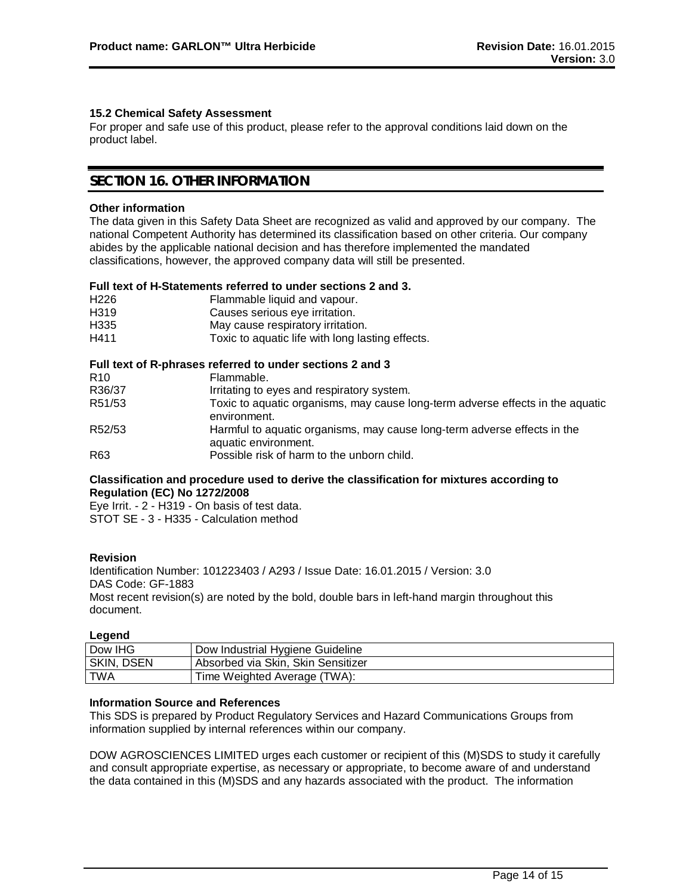### 15.2 Chemical Safety Assessment

For proper and safe use of this product, please refer to the approval conditions laid down on the product label.

## SECTION 16. OTHER INFORMATION

**Other information**

The data given in this Safety Data Sheet are recognized as valid and approved by our company. The national Competent Authority has determined its classification based on other criteria. Our company abides by the applicable national decision and has therefore implemented the mandated classifications, however, the approved company data will still be presented.

**Full text of H-Statements referred to under sections 2 and 3.**

| | |
|---|---|
| H226 | Flammable liquid and vapour. |
| H319 | Causes serious eye irritation. |
| H335 | May cause respiratory irritation. |
| H411 | Toxic to aquatic life with long lasting effects. |

**Full text of R-phrases referred to under sections 2 and 3**

| | |
|---|---|
| R10 | Flammable. |
| R36/37 | Irritating to eyes and respiratory system. |
| R51/53 | Toxic to aquatic organisms, may cause long-term adverse effects in the aquatic environment. |
| R52/53 | Harmful to aquatic organisms, may cause long-term adverse effects in the aquatic environment. |
| R63 | Possible risk of harm to the unborn child. |

**Classification and procedure used to derive the classification for mixtures according to Regulation (EC) No 1272/2008**

Eye Irrit. - 2 - H319 - On basis of test data.
STOT SE - 3 - H335 - Calculation method

**Revision**

Identification Number: 101223403 / A293 / Issue Date: 16.01.2015 / Version: 3.0
DAS Code: GF-1883
Most recent revision(s) are noted by the bold, double bars in left-hand margin throughout this document.

**Legend**

| | |
|---|---|
| Dow IHG | Dow Industrial Hygiene Guideline |
| SKIN, DSEN | Absorbed via Skin, Skin Sensitizer |
| TWA | Time Weighted Average (TWA): |

**Information Source and References**

This SDS is prepared by Product Regulatory Services and Hazard Communications Groups from information supplied by internal references within our company.

DOW AGROSCIENCES LIMITED urges each customer or recipient of this (M)SDS to study it carefully and consult appropriate expertise, as necessary or appropriate, to become aware of and understand the data contained in this (M)SDS and any hazards associated with the product. The information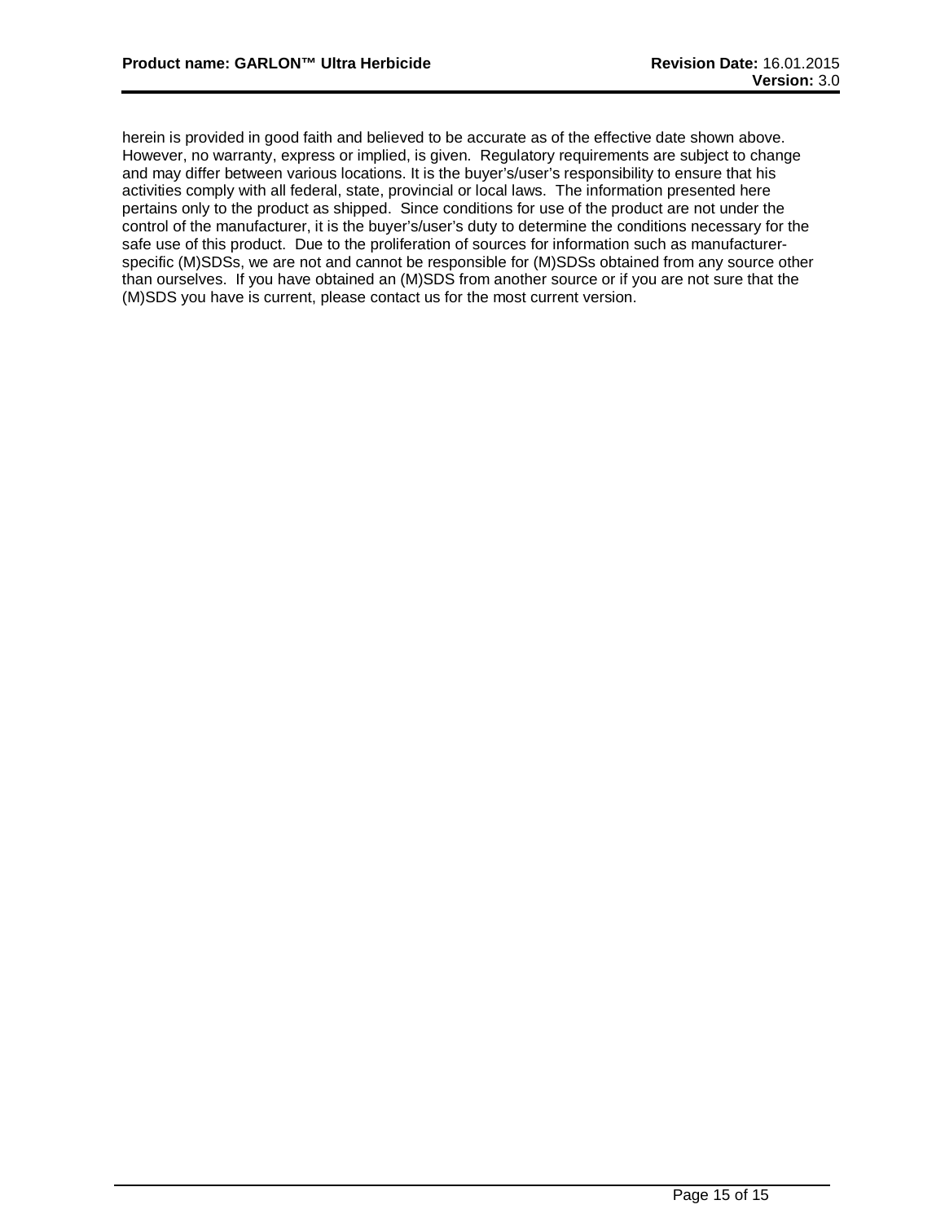herein is provided in good faith and believed to be accurate as of the effective date shown above. However, no warranty, express or implied, is given. Regulatory requirements are subject to change and may differ between various locations. It is the buyer's/user's responsibility to ensure that his activities comply with all federal, state, provincial or local laws. The information presented here pertains only to the product as shipped. Since conditions for use of the product are not under the control of the manufacturer, it is the buyer's/user's duty to determine the conditions necessary for the safe use of this product. Due to the proliferation of sources for information such as manufacturer-specific (M)SDSs, we are not and cannot be responsible for (M)SDSs obtained from any source other than ourselves. If you have obtained an (M)SDS from another source or if you are not sure that the (M)SDS you have is current, please contact us for the most current version.